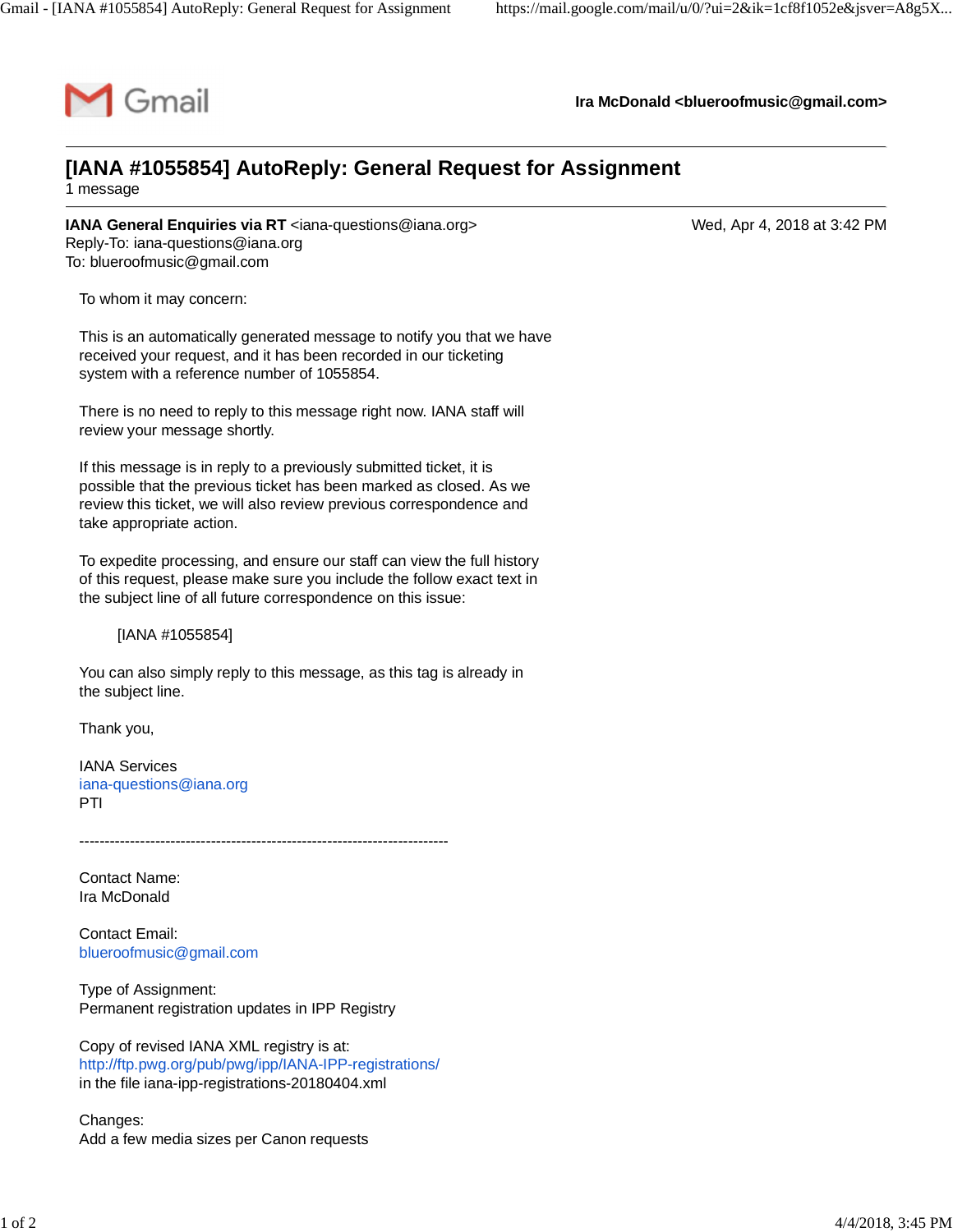Gmail

**Ira McDonald <blueroofmusic@gmail.com>**

---

# [IANA #1055854] AutoReply: General Request for Assignment

1 message

---

**IANA General Enquiries via RT** <iana-questions@iana.org>  
Reply-To: iana-questions@iana.org  
To: blueroofmusic@gmail.com

Wed, Apr 4, 2018 at 3:42 PM

To whom it may concern:

This is an automatically generated message to notify you that we have received your request, and it has been recorded in our ticketing system with a reference number of 1055854.

There is no need to reply to this message right now. IANA staff will review your message shortly.

If this message is in reply to a previously submitted ticket, it is possible that the previous ticket has been marked as closed. As we review this ticket, we will also review previous correspondence and take appropriate action.

To expedite processing, and ensure our staff can view the full history of this request, please make sure you include the follow exact text in the subject line of all future correspondence on this issue:

> [IANA #1055854]

You can also simply reply to this message, as this tag is already in the subject line.

Thank you,

IANA Services  
iana-questions@iana.org  
PTI

-------------------------------------------------------------------------

Contact Name:  
Ira McDonald

Contact Email:  
blueroofmusic@gmail.com

Type of Assignment:  
Permanent registration updates in IPP Registry

Copy of revised IANA XML registry is at:  
http://ftp.pwg.org/pub/pwg/ipp/IANA-IPP-registrations/  
in the file iana-ipp-registrations-20180404.xml

Changes:  
Add a few media sizes per Canon requests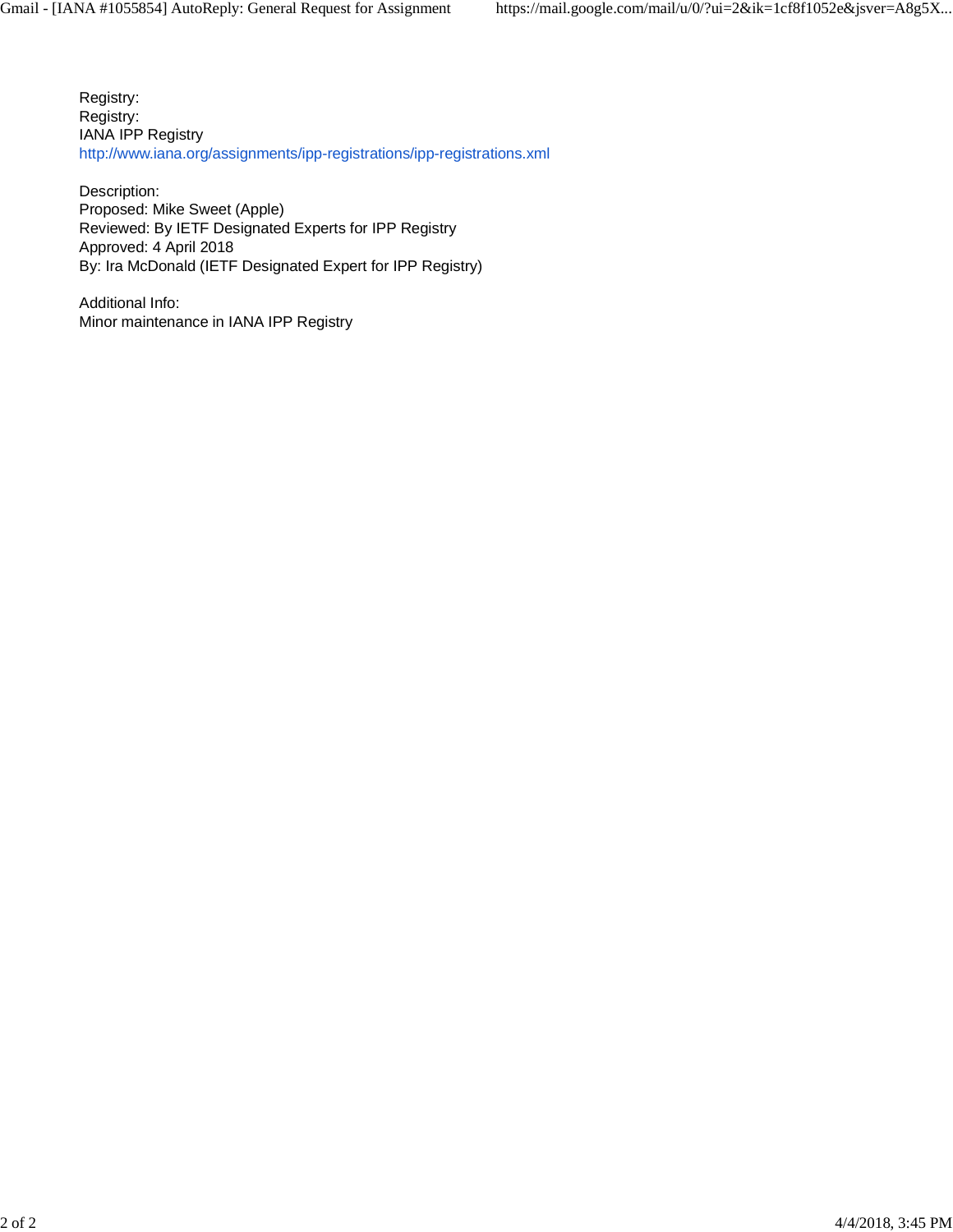Registry:
Registry:
IANA IPP Registry
http://www.iana.org/assignments/ipp-registrations/ipp-registrations.xml

Description:
Proposed: Mike Sweet (Apple)
Reviewed: By IETF Designated Experts for IPP Registry
Approved: 4 April 2018
By: Ira McDonald (IETF Designated Expert for IPP Registry)

Additional Info:
Minor maintenance in IANA IPP Registry